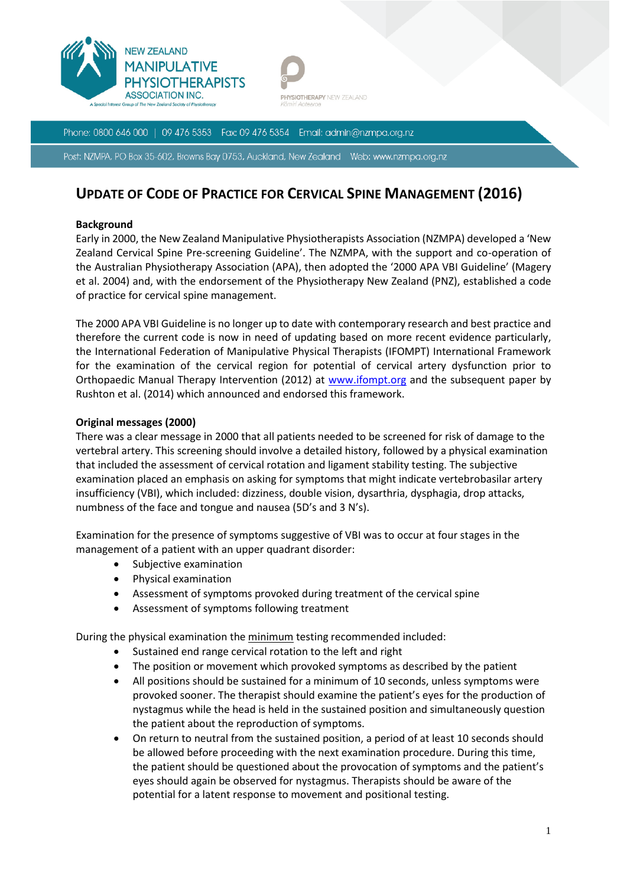NEW ZEALAND MANIPULATIVE PHYSIOTHERAPISTS ASSOCIATION INC.

A Special Interest Group of The New Zealand Society of Physiotherapy

PHYSIOTHERAPY NEW ZEALAND
Kōmiri Aotearoa

Phone: 0800 646 000 | 09 476 5353 Fax: 09 476 5354 Email: admin@nzmpa.org.nz

Post: NZMPA, PO Box 35-602, Browns Bay 0753, Auckland, New Zealand Web: www.nzmpa.org.nz

# UPDATE OF CODE OF PRACTICE FOR CERVICAL SPINE MANAGEMENT (2016)

**Background**

Early in 2000, the New Zealand Manipulative Physiotherapists Association (NZMPA) developed a 'New Zealand Cervical Spine Pre-screening Guideline'. The NZMPA, with the support and co-operation of the Australian Physiotherapy Association (APA), then adopted the '2000 APA VBI Guideline' (Magery et al. 2004) and, with the endorsement of the Physiotherapy New Zealand (PNZ), established a code of practice for cervical spine management.

The 2000 APA VBI Guideline is no longer up to date with contemporary research and best practice and therefore the current code is now in need of updating based on more recent evidence particularly, the International Federation of Manipulative Physical Therapists (IFOMPT) International Framework for the examination of the cervical region for potential of cervical artery dysfunction prior to Orthopaedic Manual Therapy Intervention (2012) at www.ifompt.org and the subsequent paper by Rushton et al. (2014) which announced and endorsed this framework.

**Original messages (2000)**

There was a clear message in 2000 that all patients needed to be screened for risk of damage to the vertebral artery. This screening should involve a detailed history, followed by a physical examination that included the assessment of cervical rotation and ligament stability testing. The subjective examination placed an emphasis on asking for symptoms that might indicate vertebrobasilar artery insufficiency (VBI), which included: dizziness, double vision, dysarthria, dysphagia, drop attacks, numbness of the face and tongue and nausea (5D's and 3 N's).

Examination for the presence of symptoms suggestive of VBI was to occur at four stages in the management of a patient with an upper quadrant disorder:

- Subjective examination
- Physical examination
- Assessment of symptoms provoked during treatment of the cervical spine
- Assessment of symptoms following treatment

During the physical examination the minimum testing recommended included:

- Sustained end range cervical rotation to the left and right
- The position or movement which provoked symptoms as described by the patient
- All positions should be sustained for a minimum of 10 seconds, unless symptoms were provoked sooner. The therapist should examine the patient's eyes for the production of nystagmus while the head is held in the sustained position and simultaneously question the patient about the reproduction of symptoms.
- On return to neutral from the sustained position, a period of at least 10 seconds should be allowed before proceeding with the next examination procedure. During this time, the patient should be questioned about the provocation of symptoms and the patient's eyes should again be observed for nystagmus. Therapists should be aware of the potential for a latent response to movement and positional testing.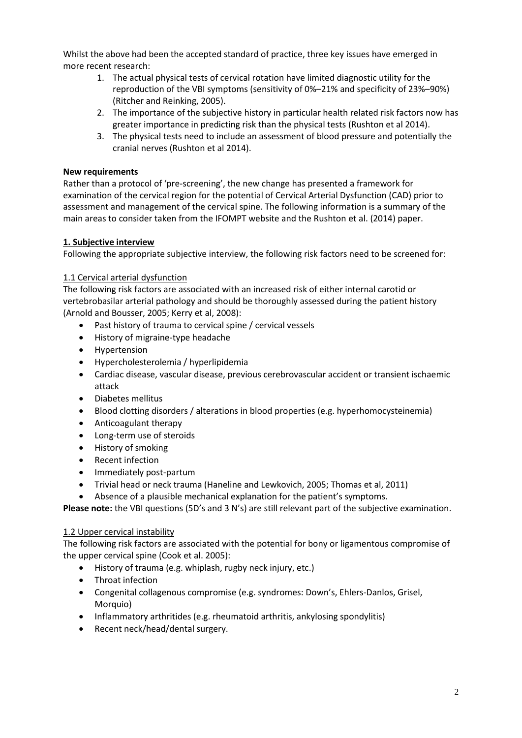Whilst the above had been the accepted standard of practice, three key issues have emerged in more recent research:

1. The actual physical tests of cervical rotation have limited diagnostic utility for the reproduction of the VBI symptoms (sensitivity of 0%–21% and specificity of 23%–90%) (Ritcher and Reinking, 2005).
2. The importance of the subjective history in particular health related risk factors now has greater importance in predicting risk than the physical tests (Rushton et al 2014).
3. The physical tests need to include an assessment of blood pressure and potentially the cranial nerves (Rushton et al 2014).

**New requirements**

Rather than a protocol of 'pre-screening', the new change has presented a framework for examination of the cervical region for the potential of Cervical Arterial Dysfunction (CAD) prior to assessment and management of the cervical spine. The following information is a summary of the main areas to consider taken from the IFOMPT website and the Rushton et al. (2014) paper.

**1. Subjective interview**

Following the appropriate subjective interview, the following risk factors need to be screened for:

1.1 Cervical arterial dysfunction

The following risk factors are associated with an increased risk of either internal carotid or vertebrobasilar arterial pathology and should be thoroughly assessed during the patient history (Arnold and Bousser, 2005; Kerry et al, 2008):

- Past history of trauma to cervical spine / cervical vessels
- History of migraine-type headache
- Hypertension
- Hypercholesterolemia / hyperlipidemia
- Cardiac disease, vascular disease, previous cerebrovascular accident or transient ischaemic attack
- Diabetes mellitus
- Blood clotting disorders / alterations in blood properties (e.g. hyperhomocysteinemia)
- Anticoagulant therapy
- Long-term use of steroids
- History of smoking
- Recent infection
- Immediately post-partum
- Trivial head or neck trauma (Haneline and Lewkovich, 2005; Thomas et al, 2011)
- Absence of a plausible mechanical explanation for the patient's symptoms.

**Please note:** the VBI questions (5D's and 3 N's) are still relevant part of the subjective examination.

1.2 Upper cervical instability

The following risk factors are associated with the potential for bony or ligamentous compromise of the upper cervical spine (Cook et al. 2005):

- History of trauma (e.g. whiplash, rugby neck injury, etc.)
- Throat infection
- Congenital collagenous compromise (e.g. syndromes: Down's, Ehlers-Danlos, Grisel, Morquio)
- Inflammatory arthritides (e.g. rheumatoid arthritis, ankylosing spondylitis)
- Recent neck/head/dental surgery.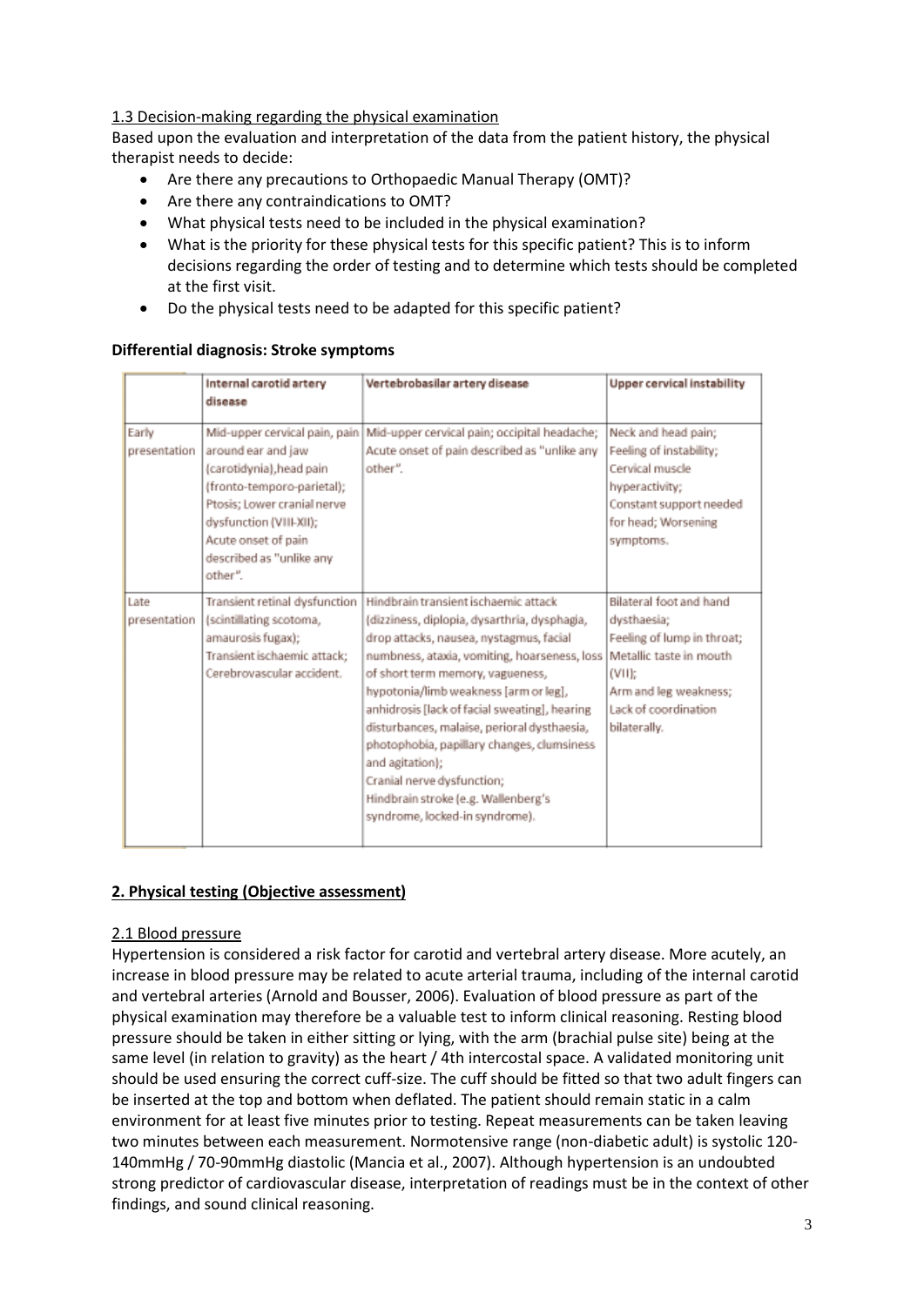1.3 Decision-making regarding the physical examination

Based upon the evaluation and interpretation of the data from the patient history, the physical therapist needs to decide:

- Are there any precautions to Orthopaedic Manual Therapy (OMT)?
- Are there any contraindications to OMT?
- What physical tests need to be included in the physical examination?
- What is the priority for these physical tests for this specific patient? This is to inform decisions regarding the order of testing and to determine which tests should be completed at the first visit.
- Do the physical tests need to be adapted for this specific patient?

**Differential diagnosis: Stroke symptoms**

| | Internal carotid artery disease | Vertebrobasilar artery disease | Upper cervical instability |
|---|---|---|---|
| Early presentation | Mid-upper cervical pain, pain around ear and jaw (carotidynia), head pain (fronto-temporo-parietal); Ptosis; Lower cranial nerve dysfunction (VIII-XII); Acute onset of pain described as "unlike any other". | Mid-upper cervical pain; occipital headache; Acute onset of pain described as "unlike any other". | Neck and head pain; Feeling of instability; Cervical muscle hyperactivity; Constant support needed for head; Worsening symptoms. |
| Late presentation | Transient retinal dysfunction (scintillating scotoma, amaurosis fugax); Transient ischaemic attack; Cerebrovascular accident. | Hindbrain transient ischaemic attack (dizziness, diplopia, dysarthria, dysphagia, drop attacks, nausea, nystagmus, facial numbness, ataxia, vomiting, hoarseness, loss of short term memory, vagueness, hypotonia/limb weakness [arm or leg], anhidrosis [lack of facial sweating], hearing disturbances, malaise, perioral dysthaesia, photophobia, papillary changes, clumsiness and agitation); Cranial nerve dysfunction; Hindbrain stroke (e.g. Wallenberg's syndrome, locked-in syndrome). | Bilateral foot and hand dysthaesia; Feeling of lump in throat; Metallic taste in mouth (VII); Arm and leg weakness; Lack of coordination bilaterally. |

## 2. Physical testing (Objective assessment)

2.1 Blood pressure

Hypertension is considered a risk factor for carotid and vertebral artery disease. More acutely, an increase in blood pressure may be related to acute arterial trauma, including of the internal carotid and vertebral arteries (Arnold and Bousser, 2006). Evaluation of blood pressure as part of the physical examination may therefore be a valuable test to inform clinical reasoning. Resting blood pressure should be taken in either sitting or lying, with the arm (brachial pulse site) being at the same level (in relation to gravity) as the heart / 4th intercostal space. A validated monitoring unit should be used ensuring the correct cuff-size. The cuff should be fitted so that two adult fingers can be inserted at the top and bottom when deflated. The patient should remain static in a calm environment for at least five minutes prior to testing. Repeat measurements can be taken leaving two minutes between each measurement. Normotensive range (non-diabetic adult) is systolic 120-140mmHg / 70-90mmHg diastolic (Mancia et al., 2007). Although hypertension is an undoubted strong predictor of cardiovascular disease, interpretation of readings must be in the context of other findings, and sound clinical reasoning.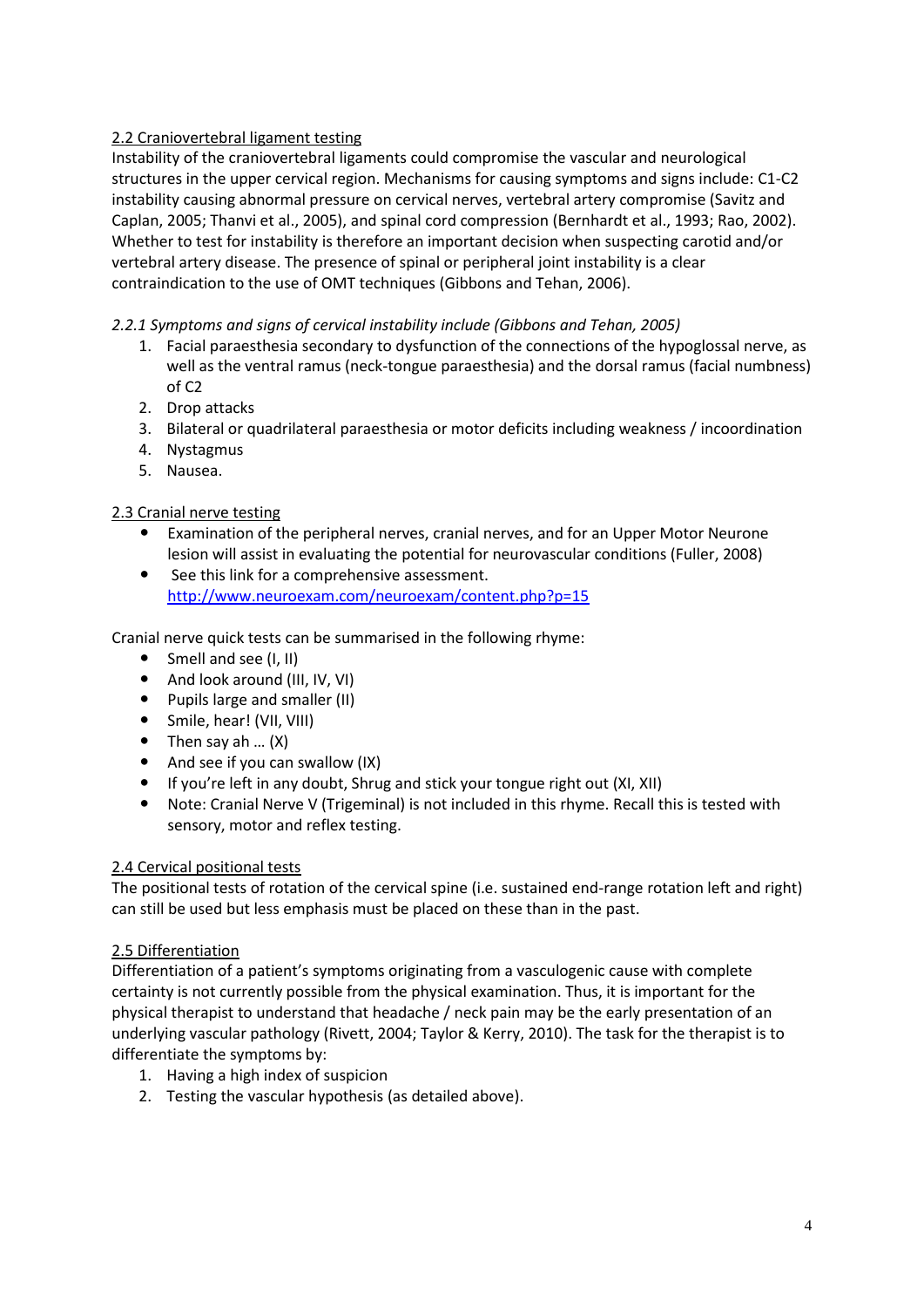## 2.2 Craniovertebral ligament testing

Instability of the craniovertebral ligaments could compromise the vascular and neurological structures in the upper cervical region. Mechanisms for causing symptoms and signs include: C1-C2 instability causing abnormal pressure on cervical nerves, vertebral artery compromise (Savitz and Caplan, 2005; Thanvi et al., 2005), and spinal cord compression (Bernhardt et al., 1993; Rao, 2002). Whether to test for instability is therefore an important decision when suspecting carotid and/or vertebral artery disease. The presence of spinal or peripheral joint instability is a clear contraindication to the use of OMT techniques (Gibbons and Tehan, 2006).

### *2.2.1 Symptoms and signs of cervical instability include (Gibbons and Tehan, 2005)*

1. Facial paraesthesia secondary to dysfunction of the connections of the hypoglossal nerve, as well as the ventral ramus (neck-tongue paraesthesia) and the dorsal ramus (facial numbness) of C2
2. Drop attacks
3. Bilateral or quadrilateral paraesthesia or motor deficits including weakness / incoordination
4. Nystagmus
5. Nausea.

## 2.3 Cranial nerve testing

- Examination of the peripheral nerves, cranial nerves, and for an Upper Motor Neurone lesion will assist in evaluating the potential for neurovascular conditions (Fuller, 2008)
- See this link for a comprehensive assessment. http://www.neuroexam.com/neuroexam/content.php?p=15

Cranial nerve quick tests can be summarised in the following rhyme:

- Smell and see (I, II)
- And look around (III, IV, VI)
- Pupils large and smaller (II)
- Smile, hear! (VII, VIII)
- Then say ah … (X)
- And see if you can swallow (IX)
- If you're left in any doubt, Shrug and stick your tongue right out (XI, XII)
- Note: Cranial Nerve V (Trigeminal) is not included in this rhyme. Recall this is tested with sensory, motor and reflex testing.

## 2.4 Cervical positional tests

The positional tests of rotation of the cervical spine (i.e. sustained end-range rotation left and right) can still be used but less emphasis must be placed on these than in the past.

## 2.5 Differentiation

Differentiation of a patient's symptoms originating from a vasculogenic cause with complete certainty is not currently possible from the physical examination. Thus, it is important for the physical therapist to understand that headache / neck pain may be the early presentation of an underlying vascular pathology (Rivett, 2004; Taylor & Kerry, 2010). The task for the therapist is to differentiate the symptoms by:

1. Having a high index of suspicion
2. Testing the vascular hypothesis (as detailed above).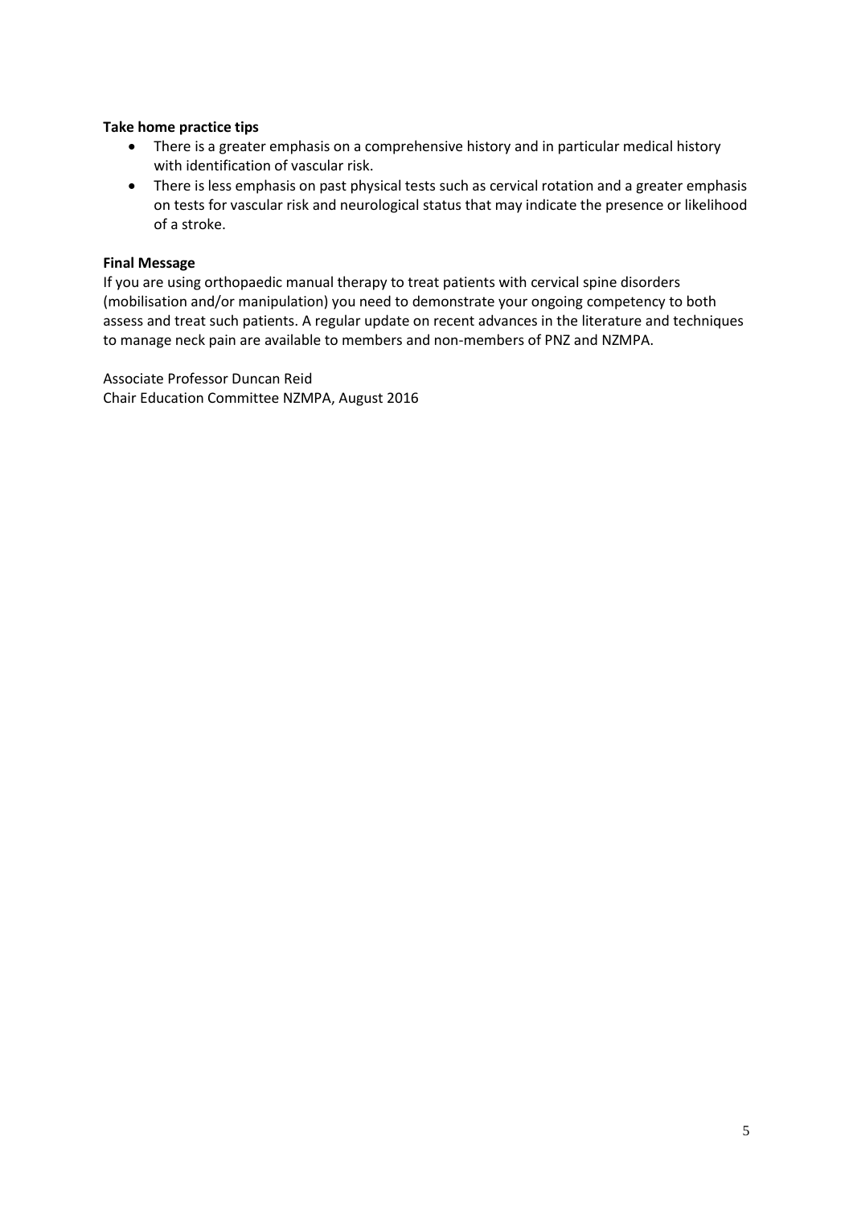**Take home practice tips**

- There is a greater emphasis on a comprehensive history and in particular medical history with identification of vascular risk.
- There is less emphasis on past physical tests such as cervical rotation and a greater emphasis on tests for vascular risk and neurological status that may indicate the presence or likelihood of a stroke.

**Final Message**

If you are using orthopaedic manual therapy to treat patients with cervical spine disorders (mobilisation and/or manipulation) you need to demonstrate your ongoing competency to both assess and treat such patients. A regular update on recent advances in the literature and techniques to manage neck pain are available to members and non-members of PNZ and NZMPA.

Associate Professor Duncan Reid
Chair Education Committee NZMPA, August 2016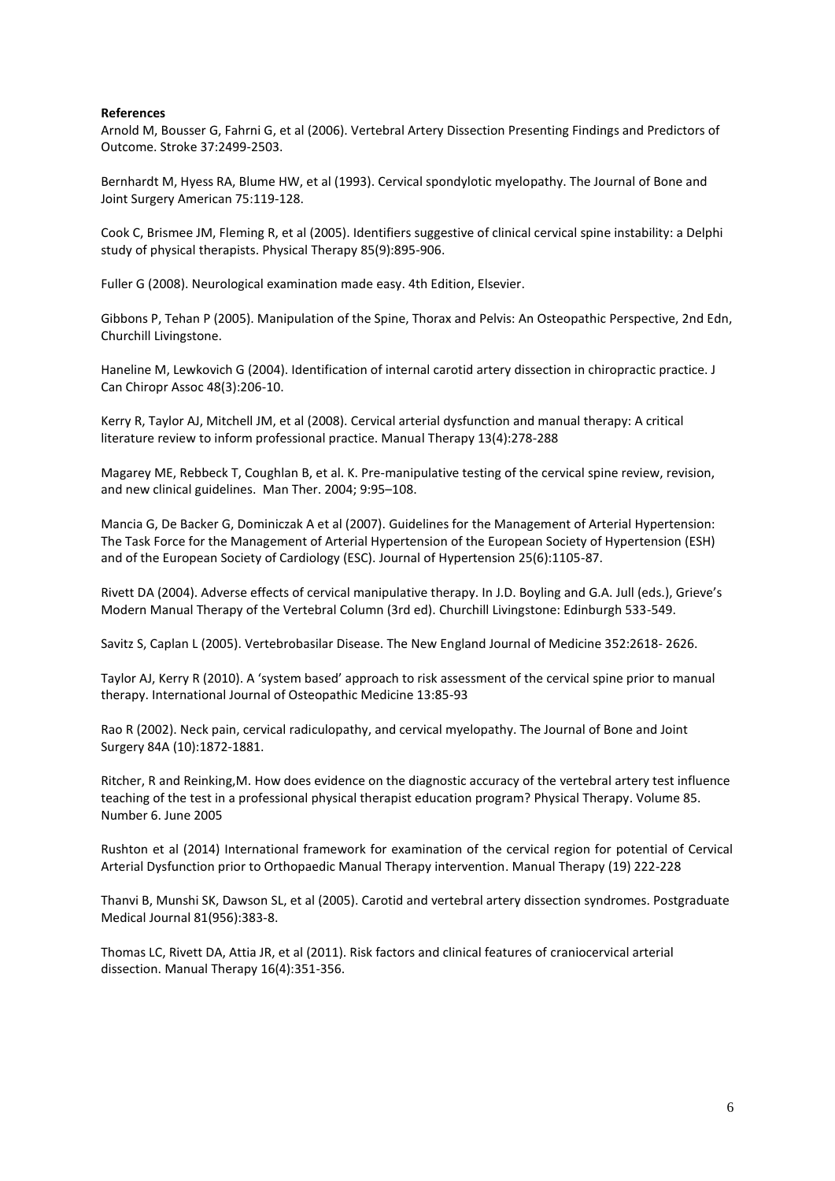**References**

Arnold M, Bousser G, Fahrni G, et al (2006). Vertebral Artery Dissection Presenting Findings and Predictors of Outcome. Stroke 37:2499-2503.

Bernhardt M, Hyess RA, Blume HW, et al (1993). Cervical spondylotic myelopathy. The Journal of Bone and Joint Surgery American 75:119-128.

Cook C, Brismee JM, Fleming R, et al (2005). Identifiers suggestive of clinical cervical spine instability: a Delphi study of physical therapists. Physical Therapy 85(9):895-906.

Fuller G (2008). Neurological examination made easy. 4th Edition, Elsevier.

Gibbons P, Tehan P (2005). Manipulation of the Spine, Thorax and Pelvis: An Osteopathic Perspective, 2nd Edn, Churchill Livingstone.

Haneline M, Lewkovich G (2004). Identification of internal carotid artery dissection in chiropractic practice. J Can Chiropr Assoc 48(3):206-10.

Kerry R, Taylor AJ, Mitchell JM, et al (2008). Cervical arterial dysfunction and manual therapy: A critical literature review to inform professional practice. Manual Therapy 13(4):278-288

Magarey ME, Rebbeck T, Coughlan B, et al. K. Pre-manipulative testing of the cervical spine review, revision, and new clinical guidelines. Man Ther. 2004; 9:95–108.

Mancia G, De Backer G, Dominiczak A et al (2007). Guidelines for the Management of Arterial Hypertension: The Task Force for the Management of Arterial Hypertension of the European Society of Hypertension (ESH) and of the European Society of Cardiology (ESC). Journal of Hypertension 25(6):1105-87.

Rivett DA (2004). Adverse effects of cervical manipulative therapy. In J.D. Boyling and G.A. Jull (eds.), Grieve's Modern Manual Therapy of the Vertebral Column (3rd ed). Churchill Livingstone: Edinburgh 533-549.

Savitz S, Caplan L (2005). Vertebrobasilar Disease. The New England Journal of Medicine 352:2618- 2626.

Taylor AJ, Kerry R (2010). A 'system based' approach to risk assessment of the cervical spine prior to manual therapy. International Journal of Osteopathic Medicine 13:85-93

Rao R (2002). Neck pain, cervical radiculopathy, and cervical myelopathy. The Journal of Bone and Joint Surgery 84A (10):1872-1881.

Ritcher, R and Reinking,M. How does evidence on the diagnostic accuracy of the vertebral artery test influence teaching of the test in a professional physical therapist education program? Physical Therapy. Volume 85. Number 6. June 2005

Rushton et al (2014) International framework for examination of the cervical region for potential of Cervical Arterial Dysfunction prior to Orthopaedic Manual Therapy intervention. Manual Therapy (19) 222-228

Thanvi B, Munshi SK, Dawson SL, et al (2005). Carotid and vertebral artery dissection syndromes. Postgraduate Medical Journal 81(956):383-8.

Thomas LC, Rivett DA, Attia JR, et al (2011). Risk factors and clinical features of craniocervical arterial dissection. Manual Therapy 16(4):351-356.